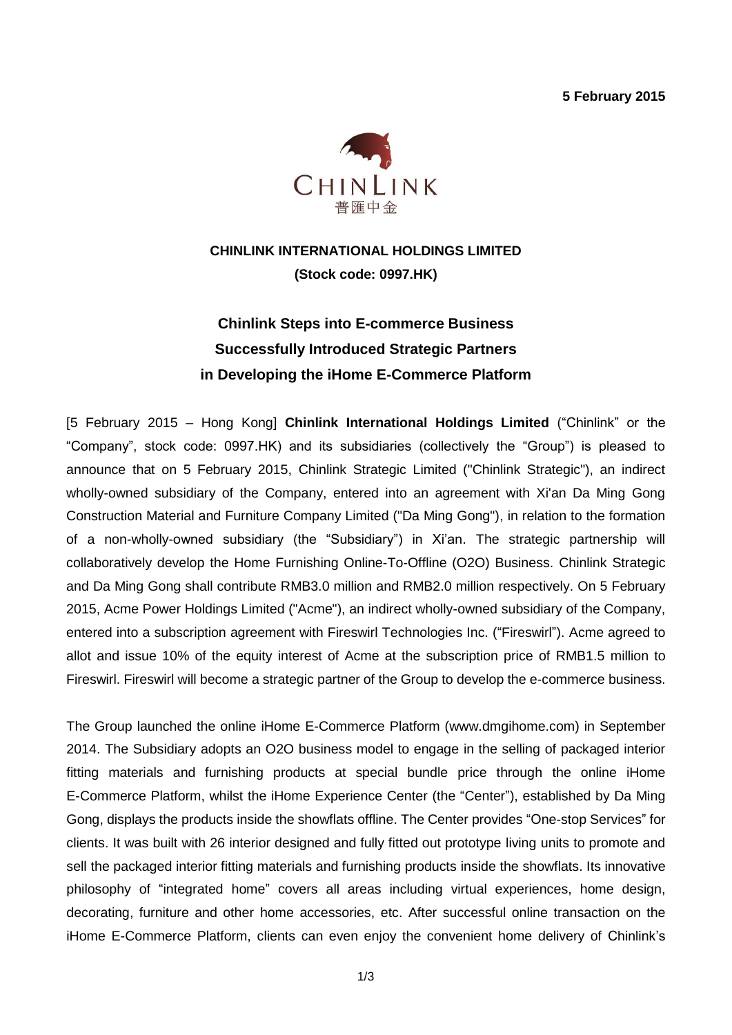**5 February 2015**

CHINLINK
普匯中金

**CHINLINK INTERNATIONAL HOLDINGS LIMITED**
**(Stock code: 0997.HK)**

# Chinlink Steps into E-commerce Business Successfully Introduced Strategic Partners in Developing the iHome E-Commerce Platform

[5 February 2015 – Hong Kong] **Chinlink International Holdings Limited** ("Chinlink" or the "Company", stock code: 0997.HK) and its subsidiaries (collectively the "Group") is pleased to announce that on 5 February 2015, Chinlink Strategic Limited ("Chinlink Strategic"), an indirect wholly-owned subsidiary of the Company, entered into an agreement with Xi'an Da Ming Gong Construction Material and Furniture Company Limited ("Da Ming Gong"), in relation to the formation of a non-wholly-owned subsidiary (the "Subsidiary") in Xi'an. The strategic partnership will collaboratively develop the Home Furnishing Online-To-Offline (O2O) Business. Chinlink Strategic and Da Ming Gong shall contribute RMB3.0 million and RMB2.0 million respectively. On 5 February 2015, Acme Power Holdings Limited ("Acme"), an indirect wholly-owned subsidiary of the Company, entered into a subscription agreement with Fireswirl Technologies Inc. ("Fireswirl"). Acme agreed to allot and issue 10% of the equity interest of Acme at the subscription price of RMB1.5 million to Fireswirl. Fireswirl will become a strategic partner of the Group to develop the e-commerce business.

The Group launched the online iHome E-Commerce Platform (www.dmgihome.com) in September 2014. The Subsidiary adopts an O2O business model to engage in the selling of packaged interior fitting materials and furnishing products at special bundle price through the online iHome E-Commerce Platform, whilst the iHome Experience Center (the "Center"), established by Da Ming Gong, displays the products inside the showflats offline. The Center provides "One-stop Services" for clients. It was built with 26 interior designed and fully fitted out prototype living units to promote and sell the packaged interior fitting materials and furnishing products inside the showflats. Its innovative philosophy of "integrated home" covers all areas including virtual experiences, home design, decorating, furniture and other home accessories, etc. After successful online transaction on the iHome E-Commerce Platform, clients can even enjoy the convenient home delivery of Chinlink's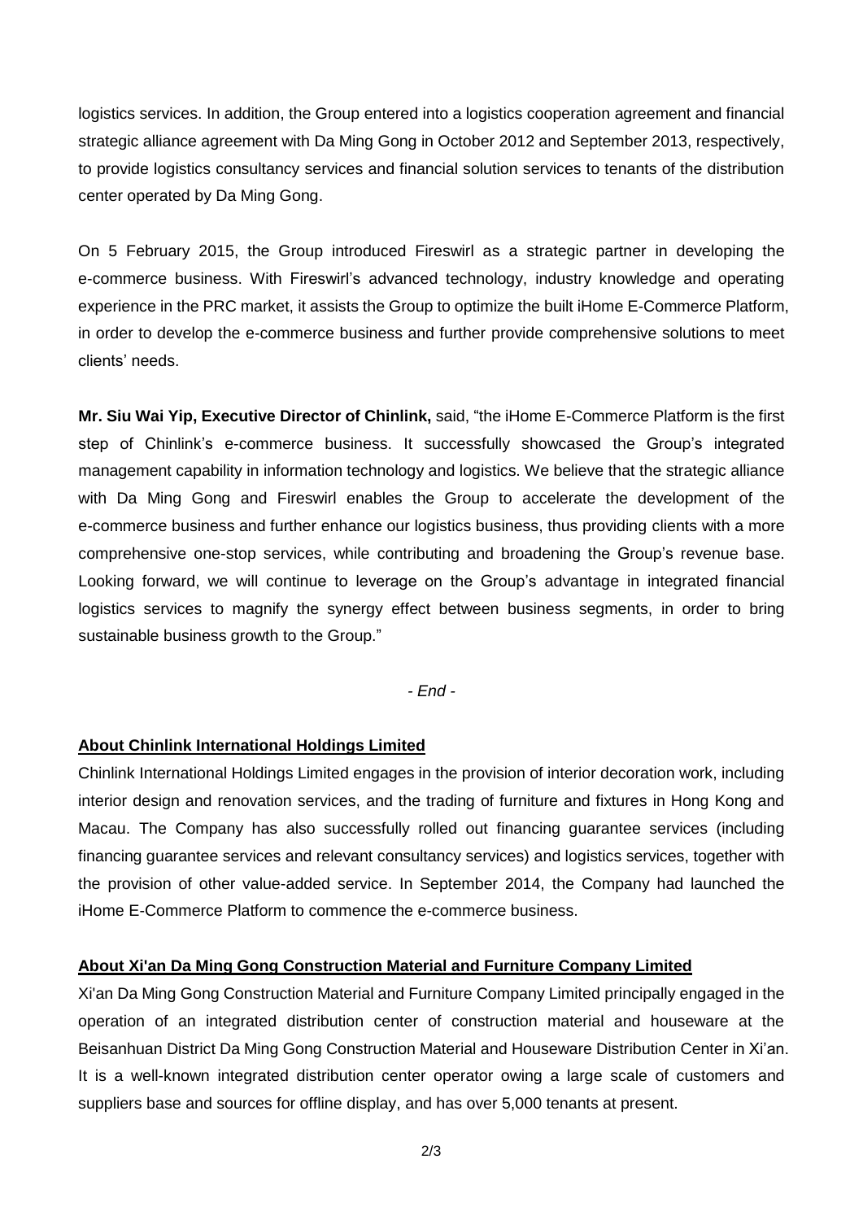logistics services. In addition, the Group entered into a logistics cooperation agreement and financial strategic alliance agreement with Da Ming Gong in October 2012 and September 2013, respectively, to provide logistics consultancy services and financial solution services to tenants of the distribution center operated by Da Ming Gong.

On 5 February 2015, the Group introduced Fireswirl as a strategic partner in developing the e-commerce business. With Fireswirl's advanced technology, industry knowledge and operating experience in the PRC market, it assists the Group to optimize the built iHome E-Commerce Platform, in order to develop the e-commerce business and further provide comprehensive solutions to meet clients' needs.

**Mr. Siu Wai Yip, Executive Director of Chinlink,** said, "the iHome E-Commerce Platform is the first step of Chinlink's e-commerce business. It successfully showcased the Group's integrated management capability in information technology and logistics. We believe that the strategic alliance with Da Ming Gong and Fireswirl enables the Group to accelerate the development of the e-commerce business and further enhance our logistics business, thus providing clients with a more comprehensive one-stop services, while contributing and broadening the Group's revenue base. Looking forward, we will continue to leverage on the Group's advantage in integrated financial logistics services to magnify the synergy effect between business segments, in order to bring sustainable business growth to the Group."

*- End -*

**About Chinlink International Holdings Limited**

Chinlink International Holdings Limited engages in the provision of interior decoration work, including interior design and renovation services, and the trading of furniture and fixtures in Hong Kong and Macau. The Company has also successfully rolled out financing guarantee services (including financing guarantee services and relevant consultancy services) and logistics services, together with the provision of other value-added service. In September 2014, the Company had launched the iHome E-Commerce Platform to commence the e-commerce business.

**About Xi'an Da Ming Gong Construction Material and Furniture Company Limited**

Xi'an Da Ming Gong Construction Material and Furniture Company Limited principally engaged in the operation of an integrated distribution center of construction material and houseware at the Beisanhuan District Da Ming Gong Construction Material and Houseware Distribution Center in Xi'an. It is a well-known integrated distribution center operator owing a large scale of customers and suppliers base and sources for offline display, and has over 5,000 tenants at present.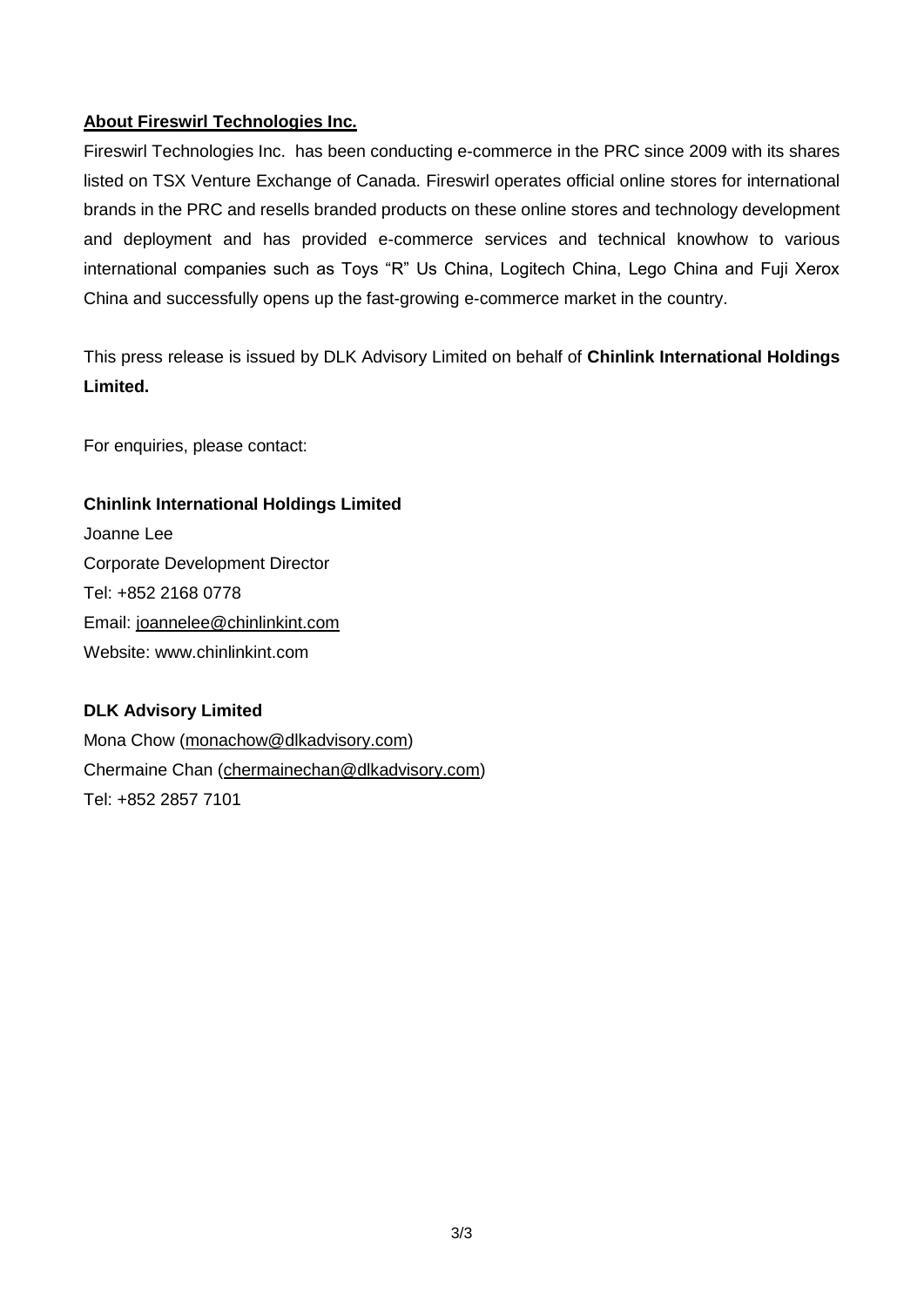**About Fireswirl Technologies Inc.**

Fireswirl Technologies Inc. has been conducting e-commerce in the PRC since 2009 with its shares listed on TSX Venture Exchange of Canada. Fireswirl operates official online stores for international brands in the PRC and resells branded products on these online stores and technology development and deployment and has provided e-commerce services and technical knowhow to various international companies such as Toys "R" Us China, Logitech China, Lego China and Fuji Xerox China and successfully opens up the fast-growing e-commerce market in the country.

This press release is issued by DLK Advisory Limited on behalf of **Chinlink International Holdings Limited.**

For enquiries, please contact:

**Chinlink International Holdings Limited**
Joanne Lee
Corporate Development Director
Tel: +852 2168 0778
Email: joannelee@chinlinkint.com
Website: www.chinlinkint.com

**DLK Advisory Limited**
Mona Chow (monachow@dlkadvisory.com)
Chermaine Chan (chermainechan@dlkadvisory.com)
Tel: +852 2857 7101